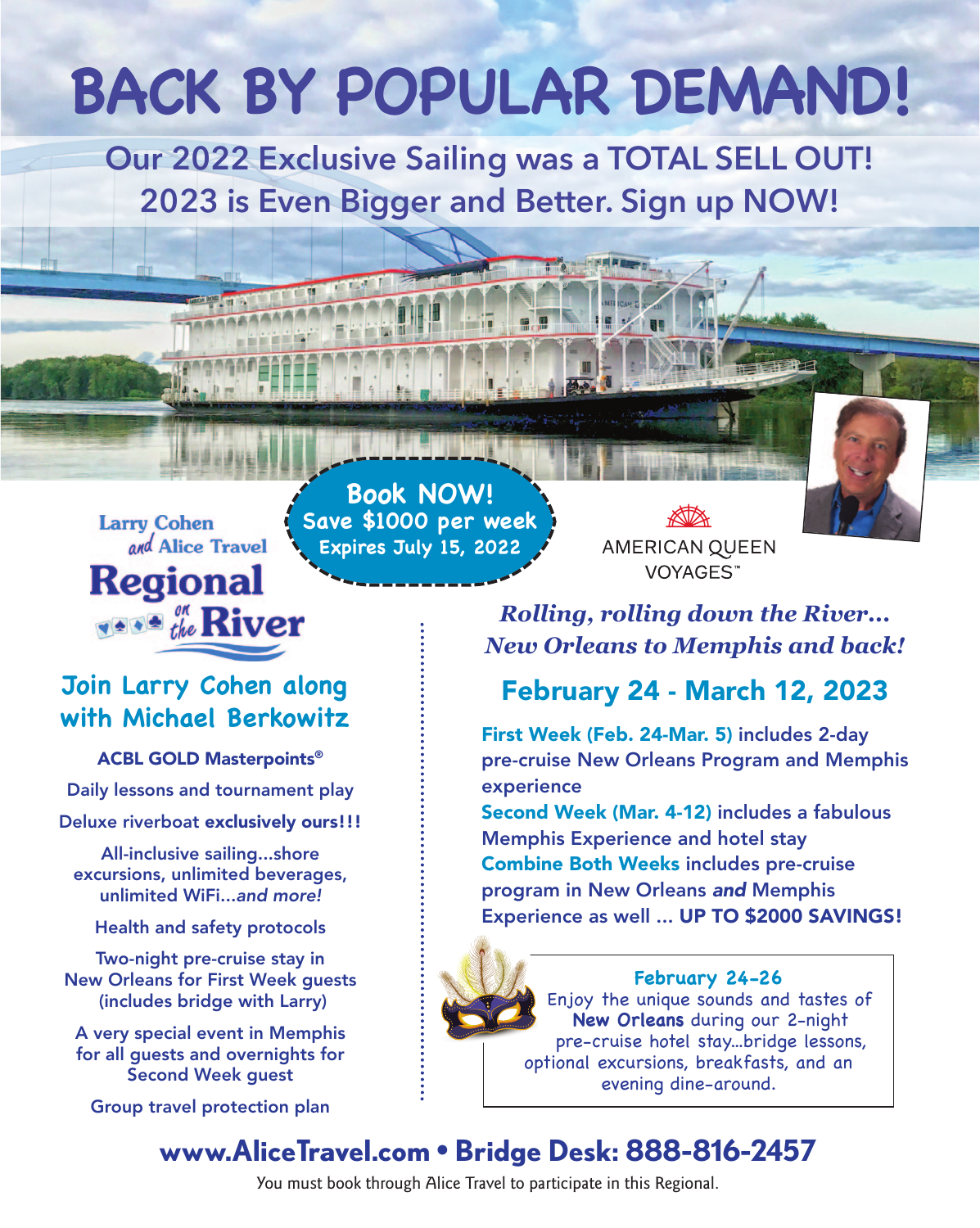# BACK BY POPULAR DEMAND!

## Our 2022 Exclusive Sailing was a TOTAL SELL OUT! 2023 is Even Bigger and Better. Sign up NOW!

**Book NOW!**
**Save $1000 per week**
**Expires July 15, 2022**

Larry Cohen *and* Alice Travel
**Regional** *on the* **River**

AMERICAN QUEEN VOYAGES™

### Join Larry Cohen along with Michael Berkowitz

**ACBL GOLD Masterpoints®**

Daily lessons and tournament play

Deluxe riverboat **exclusively ours!!!**

All-inclusive sailing…shore excursions, unlimited beverages, unlimited WiFi…*and more!*

Health and safety protocols

Two-night pre-cruise stay in New Orleans for First Week guests (includes bridge with Larry)

A very special event in Memphis for all guests and overnights for Second Week guest

Group travel protection plan

***Rolling, rolling down the River… New Orleans to Memphis and back!***

## February 24 - March 12, 2023

**First Week (Feb. 24-Mar. 5)** includes 2-day pre-cruise New Orleans Program and Memphis experience

**Second Week (Mar. 4-12)** includes a fabulous Memphis Experience and hotel stay

**Combine Both Weeks** includes pre-cruise program in New Orleans ***and*** Memphis Experience as well … **UP TO $2000 SAVINGS!**

**February 24-26**
Enjoy the unique sounds and tastes of **New Orleans** during our 2-night pre-cruise hotel stay…bridge lessons, optional excursions, breakfasts, and an evening dine-around.

**www.AliceTravel.com • Bridge Desk: 888-816-2457**

You must book through Alice Travel to participate in this Regional.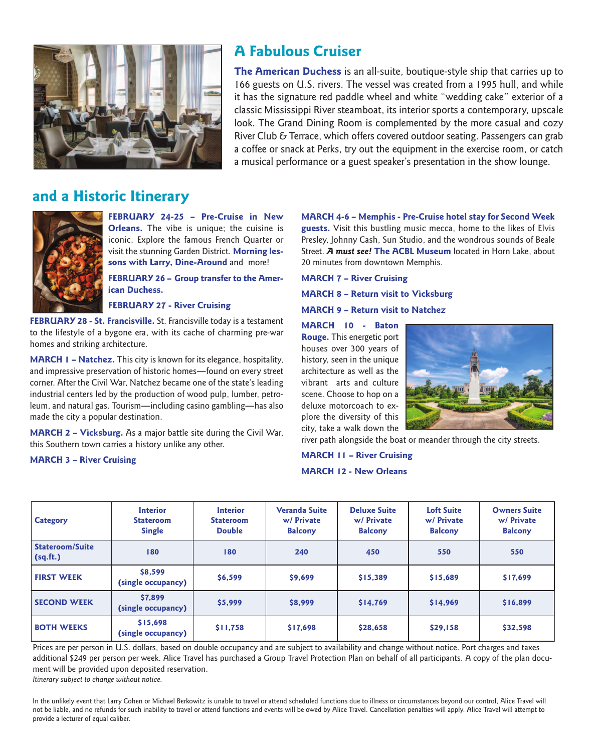## A Fabulous Cruiser

**The American Duchess** is an all-suite, boutique-style ship that carries up to 166 guests on U.S. rivers. The vessel was created from a 1995 hull, and while it has the signature red paddle wheel and white "wedding cake" exterior of a classic Mississippi River steamboat, its interior sports a contemporary, upscale look. The Grand Dining Room is complemented by the more casual and cozy River Club & Terrace, which offers covered outdoor seating. Passengers can grab a coffee or snack at Perks, try out the equipment in the exercise room, or catch a musical performance or a guest speaker's presentation in the show lounge.

## and a Historic Itinerary

**FEBRUARY 24-25 – Pre-Cruise in New Orleans.** The vibe is unique; the cuisine is iconic. Explore the famous French Quarter or visit the stunning Garden District. **Morning lessons with Larry, Dine-Around** and more!

**FEBRUARY 26 – Group transfer to the American Duchess.**

**FEBRUARY 27 - River Cruising**

**FEBRUARY 28 - St. Francisville.** St. Francisville today is a testament to the lifestyle of a bygone era, with its cache of charming pre-war homes and striking architecture.

**MARCH 1 – Natchez.** This city is known for its elegance, hospitality, and impressive preservation of historic homes—found on every street corner. After the Civil War, Natchez became one of the state's leading industrial centers led by the production of wood pulp, lumber, petroleum, and natural gas. Tourism—including casino gambling—has also made the city a popular destination.

**MARCH 2 – Vicksburg.** As a major battle site during the Civil War, this Southern town carries a history unlike any other.

**MARCH 3 – River Cruising**

**MARCH 4-6 – Memphis - Pre-Cruise hotel stay for Second Week guests.** Visit this bustling music mecca, home to the likes of Elvis Presley, Johnny Cash, Sun Studio, and the wondrous sounds of Beale Street. ***A must see!*** **The ACBL Museum** located in Horn Lake, about 20 minutes from downtown Memphis.

**MARCH 7 – River Cruising**

**MARCH 8 – Return visit to Vicksburg**

**MARCH 9 – Return visit to Natchez**

**MARCH 10 - Baton Rouge.** This energetic port houses over 300 years of history, seen in the unique architecture as well as the vibrant arts and culture scene. Choose to hop on a deluxe motorcoach to explore the diversity of this city, take a walk down the river path alongside the boat or meander through the city streets.

**MARCH 11 – River Cruising**

**MARCH 12 - New Orleans**

| Category | Interior Stateroom Single | Interior Stateroom Double | Veranda Suite w/ Private Balcony | Deluxe Suite w/ Private Balcony | Loft Suite w/ Private Balcony | Owners Suite w/ Private Balcony |
|---|---|---|---|---|---|---|
| Stateroom/Suite (sq.ft.) | 180 | 180 | 240 | 450 | 550 | 550 |
| FIRST WEEK | $8,599 (single occupancy) | $6,599 | $9,699 | $15,389 | $15,689 | $17,699 |
| SECOND WEEK | $7,899 (single occupancy) | $5,999 | $8,999 | $14,769 | $14,969 | $16,899 |
| BOTH WEEKS | $15,698 (single occupancy) | $11,758 | $17,698 | $28,658 | $29,158 | $32,598 |

Prices are per person in U.S. dollars, based on double occupancy and are subject to availability and change without notice. Port charges and taxes additional $249 per person per week. Alice Travel has purchased a Group Travel Protection Plan on behalf of all participants. A copy of the plan document will be provided upon deposited reservation.

*Itinerary subject to change without notice.*

In the unlikely event that Larry Cohen or Michael Berkowitz is unable to travel or attend scheduled functions due to illness or circumstances beyond our control, Alice Travel will not be liable, and no refunds for such inability to travel or attend functions and events will be owed by Alice Travel. Cancellation penalties will apply. Alice Travel will attempt to provide a lecturer of equal caliber.